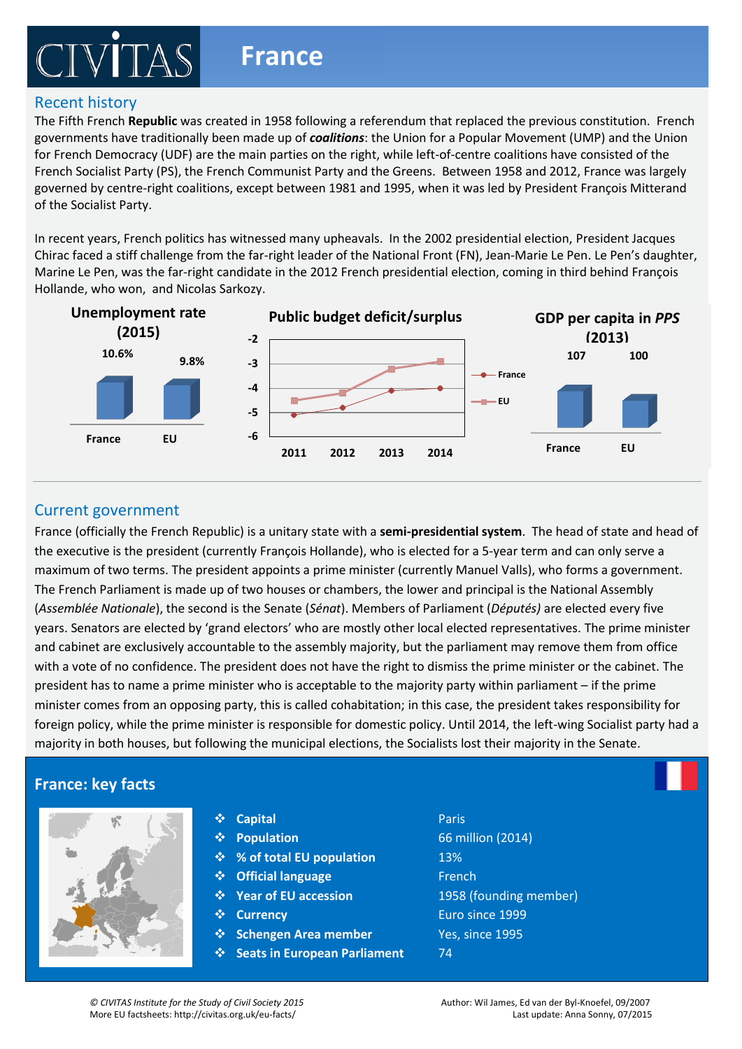# CIVITAS France

## Recent history

The Fifth French **Republic** was created in 1958 following a referendum that replaced the previous constitution. French governments have traditionally been made up of ***coalitions***: the Union for a Popular Movement (UMP) and the Union for French Democracy (UDF) are the main parties on the right, while left-of-centre coalitions have consisted of the French Socialist Party (PS), the French Communist Party and the Greens. Between 1958 and 2012, France was largely governed by centre-right coalitions, except between 1981 and 1995, when it was led by President François Mitterand of the Socialist Party.

In recent years, French politics has witnessed many upheavals. In the 2002 presidential election, President Jacques Chirac faced a stiff challenge from the far-right leader of the National Front (FN), Jean-Marie Le Pen. Le Pen's daughter, Marine Le Pen, was the far-right candidate in the 2012 French presidential election, coming in third behind François Hollande, who won, and Nicolas Sarkozy.

**Unemployment rate (2015)**

| | France | EU |
|---|---|---|
| Unemployment rate | 10.6% | 9.8% |

**Public budget deficit/surplus**

Chart: France and EU, 2011–2014 (y-axis from -6 to -2)

**GDP per capita in *PPS* (2013)**

| | France | EU |
|---|---|---|
| GDP per capita in PPS | 107 | 100 |

## Current government

France (officially the French Republic) is a unitary state with a **semi-presidential system**. The head of state and head of the executive is the president (currently François Hollande), who is elected for a 5-year term and can only serve a maximum of two terms. The president appoints a prime minister (currently Manuel Valls), who forms a government. The French Parliament is made up of two houses or chambers, the lower and principal is the National Assembly (*Assemblée Nationale*), the second is the Senate (*Sénat*). Members of Parliament (*Députés)* are elected every five years. Senators are elected by 'grand electors' who are mostly other local elected representatives. The prime minister and cabinet are exclusively accountable to the assembly majority, but the parliament may remove them from office with a vote of no confidence. The president does not have the right to dismiss the prime minister or the cabinet. The president has to name a prime minister who is acceptable to the majority party within parliament – if the prime minister comes from an opposing party, this is called cohabitation; in this case, the president takes responsibility for foreign policy, while the prime minister is responsible for domestic policy. Until 2014, the left-wing Socialist party had a majority in both houses, but following the municipal elections, the Socialists lost their majority in the Senate.

## France: key facts

- **Capital** — Paris
- **Population** — 66 million (2014)
- **% of total EU population** — 13%
- **Official language** — French
- **Year of EU accession** — 1958 (founding member)
- **Currency** — Euro since 1999
- **Schengen Area member** — Yes, since 1995
- **Seats in European Parliament** — 74

*© CIVITAS Institute for the Study of Civil Society 2015*
More EU factsheets: http://civitas.org.uk/eu-facts/

Author: Wil James, Ed van der Byl-Knoefel, 09/2007
Last update: Anna Sonny, 07/2015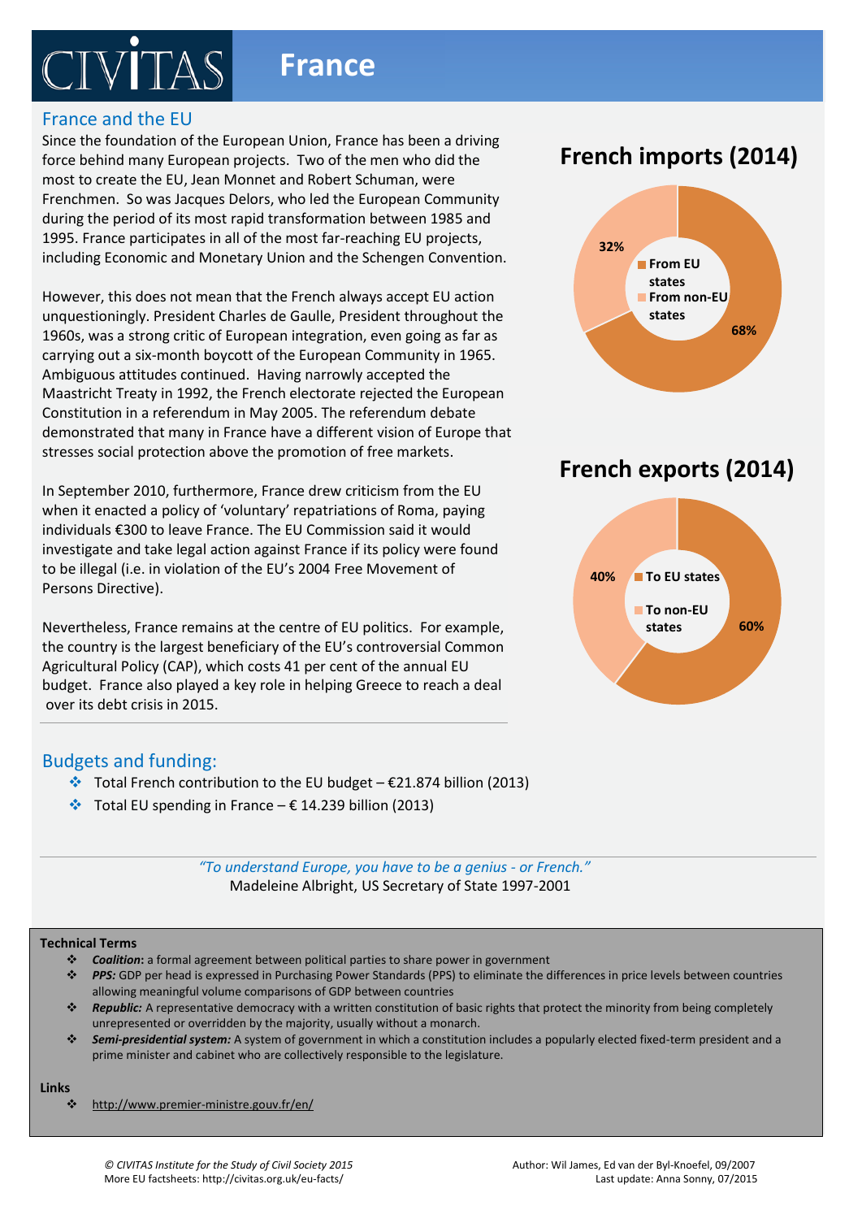# France

## France and the EU

Since the foundation of the European Union, France has been a driving force behind many European projects. Two of the men who did the most to create the EU, Jean Monnet and Robert Schuman, were Frenchmen. So was Jacques Delors, who led the European Community during the period of its most rapid transformation between 1985 and 1995. France participates in all of the most far-reaching EU projects, including Economic and Monetary Union and the Schengen Convention.

However, this does not mean that the French always accept EU action unquestioningly. President Charles de Gaulle, President throughout the 1960s, was a strong critic of European integration, even going as far as carrying out a six-month boycott of the European Community in 1965. Ambiguous attitudes continued. Having narrowly accepted the Maastricht Treaty in 1992, the French electorate rejected the European Constitution in a referendum in May 2005. The referendum debate demonstrated that many in France have a different vision of Europe that stresses social protection above the promotion of free markets.

In September 2010, furthermore, France drew criticism from the EU when it enacted a policy of 'voluntary' repatriations of Roma, paying individuals €300 to leave France. The EU Commission said it would investigate and take legal action against France if its policy were found to be illegal (i.e. in violation of the EU's 2004 Free Movement of Persons Directive).

Nevertheless, France remains at the centre of EU politics. For example, the country is the largest beneficiary of the EU's controversial Common Agricultural Policy (CAP), which costs 41 per cent of the annual EU budget. France also played a key role in helping Greece to reach a deal over its debt crisis in 2015.

## French imports (2014)

32%
From EU states
From non-EU states
68%

## French exports (2014)

40%
To EU states
To non-EU states
60%

## Budgets and funding:

- Total French contribution to the EU budget – €21.874 billion (2013)
- Total EU spending in France – € 14.239 billion (2013)

*"To understand Europe, you have to be a genius - or French."*
Madeleine Albright, US Secretary of State 1997-2001

**Technical Terms**

- ***Coalition*:** a formal agreement between political parties to share power in government
- ***PPS:*** GDP per head is expressed in Purchasing Power Standards (PPS) to eliminate the differences in price levels between countries allowing meaningful volume comparisons of GDP between countries
- ***Republic:*** A representative democracy with a written constitution of basic rights that protect the minority from being completely unrepresented or overridden by the majority, usually without a monarch.
- ***Semi-presidential system:*** A system of government in which a constitution includes a popularly elected fixed-term president and a prime minister and cabinet who are collectively responsible to the legislature.

**Links**

- http://www.premier-ministre.gouv.fr/en/

*© CIVITAS Institute for the Study of Civil Society 2015*
More EU factsheets: http://civitas.org.uk/eu-facts/

Author: Wil James, Ed van der Byl-Knoefel, 09/2007
Last update: Anna Sonny, 07/2015